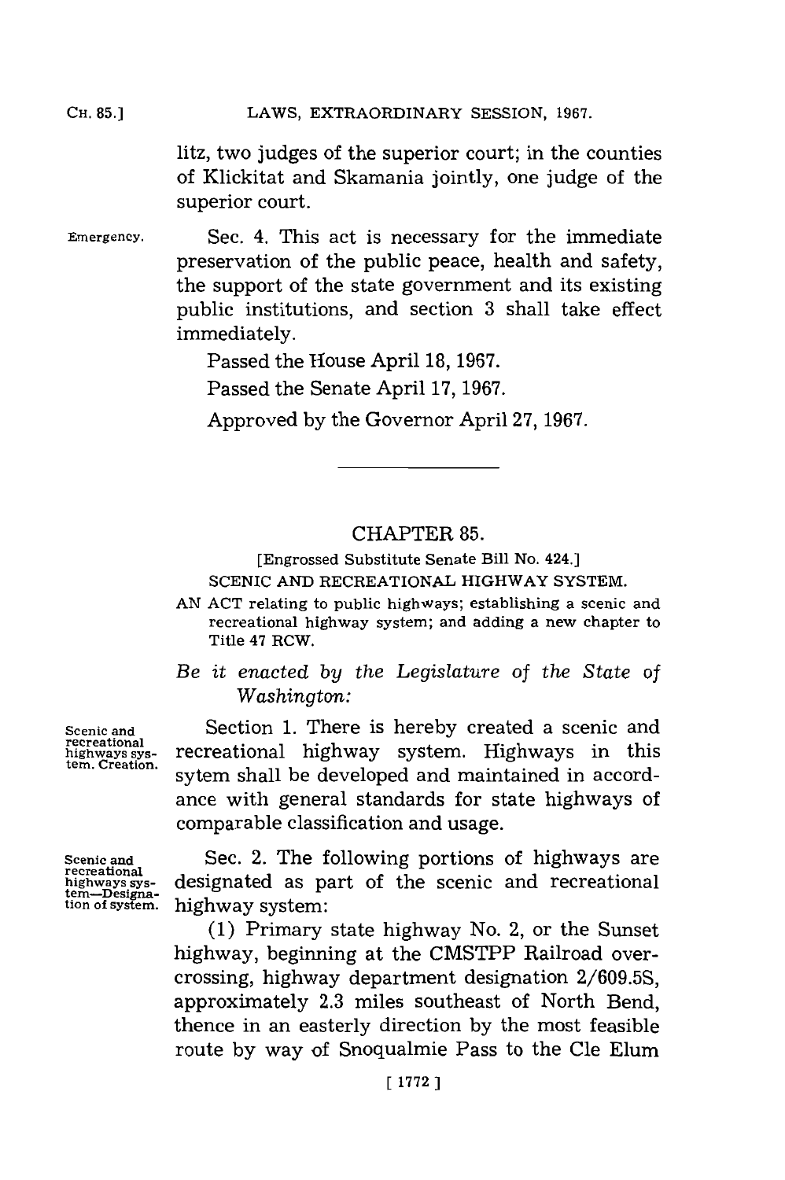litz, two judges of the superior court; in the counties of Klickitat and Skamania jointly, one judge of the superior court.

Emergency. Sec. 4. This act is necessary for the immediate preservation of the public peace, health and safety, the support of the state government and its existing public institutions, and section 3 shall take effect immediately.

Passed the House April 18, 1967.

Passed the Senate April 17, 1967.

Approved by the Governor April 27, 1967.

## CHAPTER 85.

[Engrossed Substitute Senate Bill No. 424.]

SCENIC AND RECREATIONAL HIGHWAY SYSTEM.

AN ACT relating to public highways; establishing a scenic and recreational highway system; and adding a new chapter to Title 47 RCW.

*Be it enacted by the Legislature of the State of Washington:*

Scenic and recreational highways system. Creation.

Section 1. There is hereby created a scenic and recreational highway system. Highways in this sytem shall be developed and maintained in accordance with general standards for state highways of comparable classification and usage.

Scenic and recreational highways system—Designation of system.

Sec. 2. The following portions of highways are designated as part of the scenic and recreational highway system:

(1) Primary state highway No. 2, or the Sunset highway, beginning at the CMSTPP Railroad overcrossing, highway department designation 2/609.5S, approximately 2.3 miles southeast of North Bend, thence in an easterly direction by the most feasible route by way of Snoqualmie Pass to the Cle Elum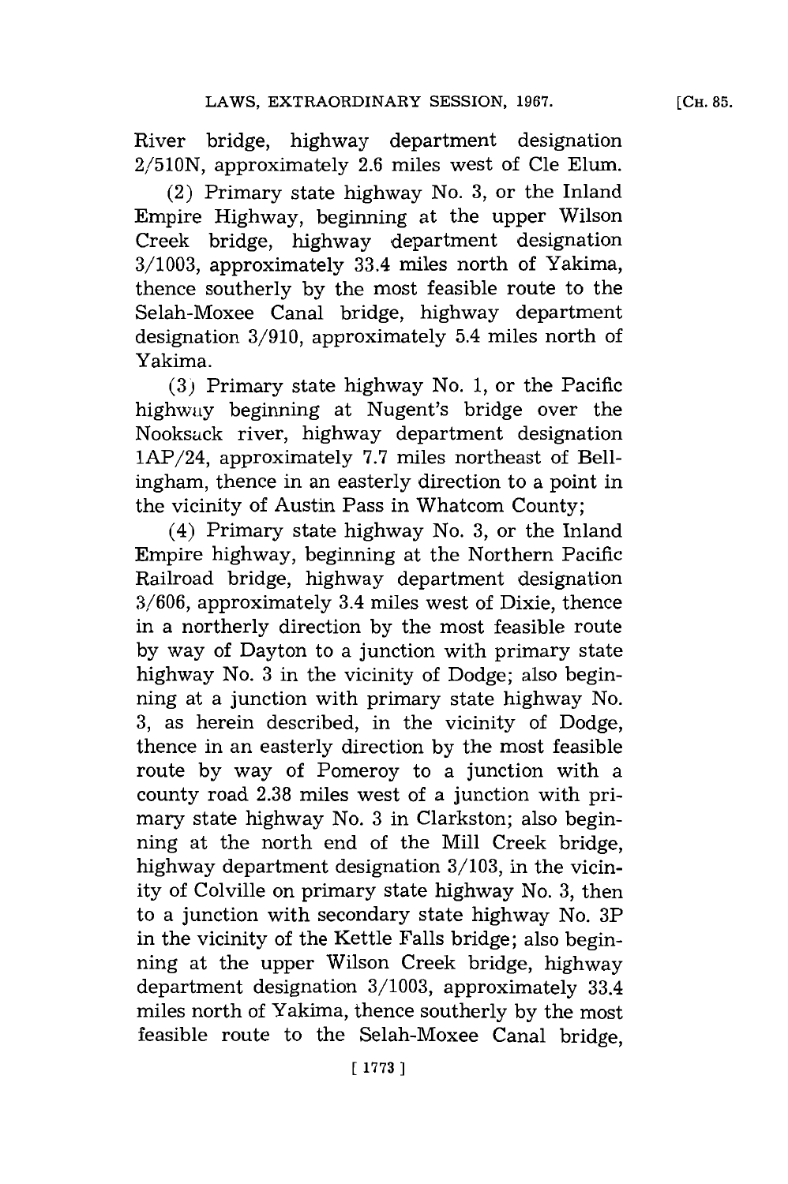River bridge, highway department designation 2/510N, approximately 2.6 miles west of Cle Elum.

(2) Primary state highway No. 3, or the Inland Empire Highway, beginning at the upper Wilson Creek bridge, highway department designation 3/1003, approximately 33.4 miles north of Yakima, thence southerly by the most feasible route to the Selah-Moxee Canal bridge, highway department designation 3/910, approximately 5.4 miles north of Yakima.

(3) Primary state highway No. 1, or the Pacific highway beginning at Nugent's bridge over the Nooksack river, highway department designation 1AP/24, approximately 7.7 miles northeast of Bellingham, thence in an easterly direction to a point in the vicinity of Austin Pass in Whatcom County;

(4) Primary state highway No. 3, or the Inland Empire highway, beginning at the Northern Pacific Railroad bridge, highway department designation 3/606, approximately 3.4 miles west of Dixie, thence in a northerly direction by the most feasible route by way of Dayton to a junction with primary state highway No. 3 in the vicinity of Dodge; also beginning at a junction with primary state highway No. 3, as herein described, in the vicinity of Dodge, thence in an easterly direction by the most feasible route by way of Pomeroy to a junction with a county road 2.38 miles west of a junction with primary state highway No. 3 in Clarkston; also beginning at the north end of the Mill Creek bridge, highway department designation 3/103, in the vicinity of Colville on primary state highway No. 3, then to a junction with secondary state highway No. 3P in the vicinity of the Kettle Falls bridge; also beginning at the upper Wilson Creek bridge, highway department designation 3/1003, approximately 33.4 miles north of Yakima, thence southerly by the most feasible route to the Selah-Moxee Canal bridge,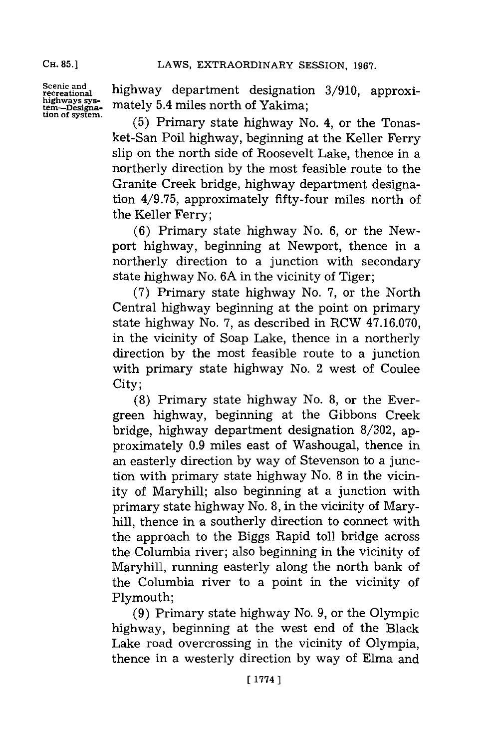highway department designation 3/910, approximately 5.4 miles north of Yakima;

(5) Primary state highway No. 4, or the Tonasket-San Poil highway, beginning at the Keller Ferry slip on the north side of Roosevelt Lake, thence in a northerly direction by the most feasible route to the Granite Creek bridge, highway department designation 4/9.75, approximately fifty-four miles north of the Keller Ferry;

(6) Primary state highway No. 6, or the Newport highway, beginning at Newport, thence in a northerly direction to a junction with secondary state highway No. 6A in the vicinity of Tiger;

(7) Primary state highway No. 7, or the North Central highway beginning at the point on primary state highway No. 7, as described in RCW 47.16.070, in the vicinity of Soap Lake, thence in a northerly direction by the most feasible route to a junction with primary state highway No. 2 west of Coulee City;

(8) Primary state highway No. 8, or the Evergreen highway, beginning at the Gibbons Creek bridge, highway department designation 8/302, approximately 0.9 miles east of Washougal, thence in an easterly direction by way of Stevenson to a junction with primary state highway No. 8 in the vicinity of Maryhill; also beginning at a junction with primary state highway No. 8, in the vicinity of Maryhill, thence in a southerly direction to connect with the approach to the Biggs Rapid toll bridge across the Columbia river; also beginning in the vicinity of Maryhill, running easterly along the north bank of the Columbia river to a point in the vicinity of Plymouth;

(9) Primary state highway No. 9, or the Olympic highway, beginning at the west end of the Black Lake road overcrossing in the vicinity of Olympia, thence in a westerly direction by way of Elma and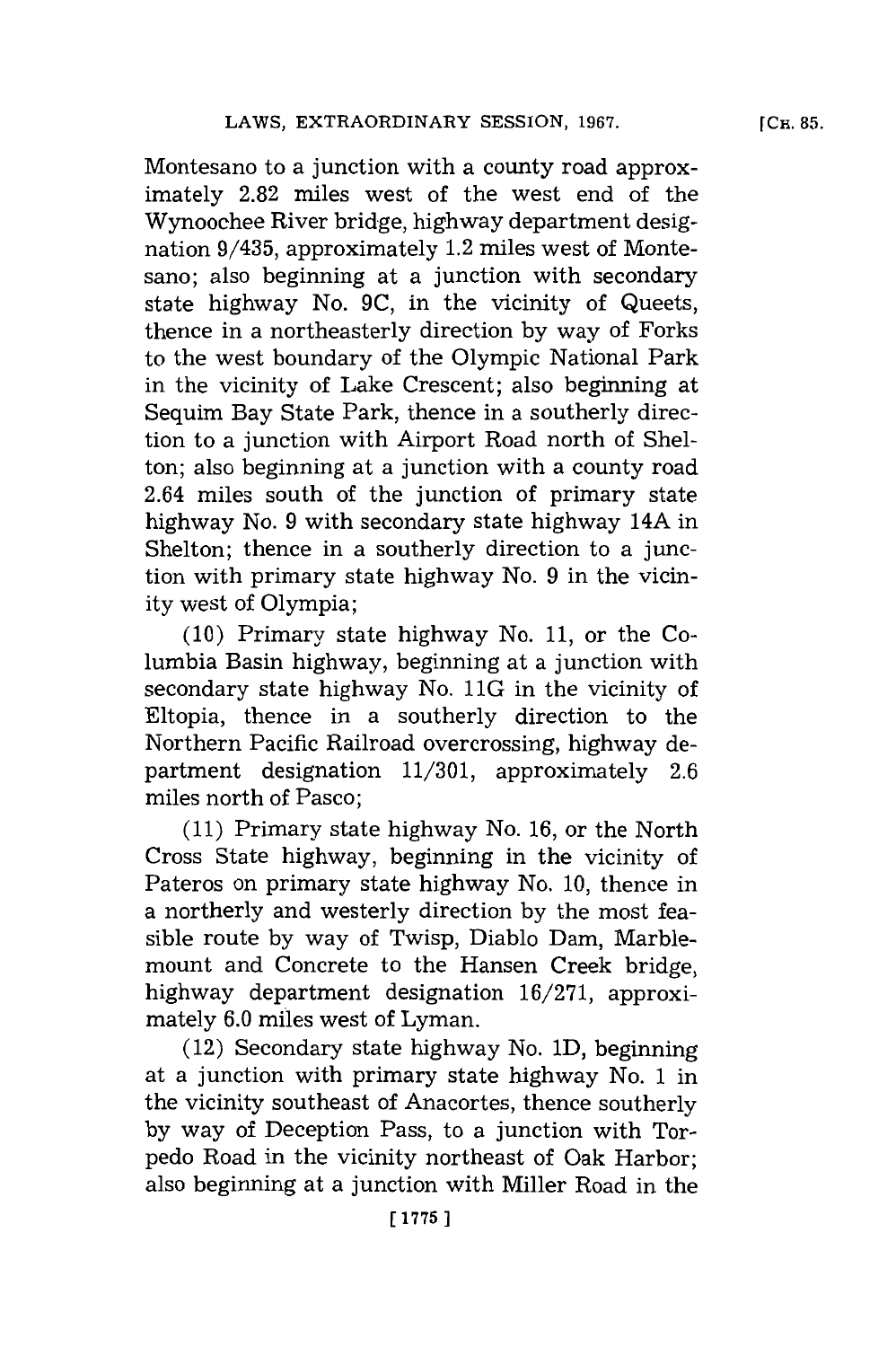Montesano to a junction with a county road approximately 2.82 miles west of the west end of the Wynoochee River bridge, highway department designation 9/435, approximately 1.2 miles west of Montesano; also beginning at a junction with secondary state highway No. 9C, in the vicinity of Queets, thence in a northeasterly direction by way of Forks to the west boundary of the Olympic National Park in the vicinity of Lake Crescent; also beginning at Sequim Bay State Park, thence in a southerly direction to a junction with Airport Road north of Shelton; also beginning at a junction with a county road 2.64 miles south of the junction of primary state highway No. 9 with secondary state highway 14A in Shelton; thence in a southerly direction to a junction with primary state highway No. 9 in the vicinity west of Olympia;

(10) Primary state highway No. 11, or the Columbia Basin highway, beginning at a junction with secondary state highway No. 11G in the vicinity of Eltopia, thence in a southerly direction to the Northern Pacific Railroad overcrossing, highway department designation 11/301, approximately 2.6 miles north of Pasco;

(11) Primary state highway No. 16, or the North Cross State highway, beginning in the vicinity of Pateros on primary state highway No. 10, thence in a northerly and westerly direction by the most feasible route by way of Twisp, Diablo Dam, Marblemount and Concrete to the Hansen Creek bridge, highway department designation 16/271, approximately 6.0 miles west of Lyman.

(12) Secondary state highway No. 1D, beginning at a junction with primary state highway No. 1 in the vicinity southeast of Anacortes, thence southerly by way of Deception Pass, to a junction with Torpedo Road in the vicinity northeast of Oak Harbor; also beginning at a junction with Miller Road in the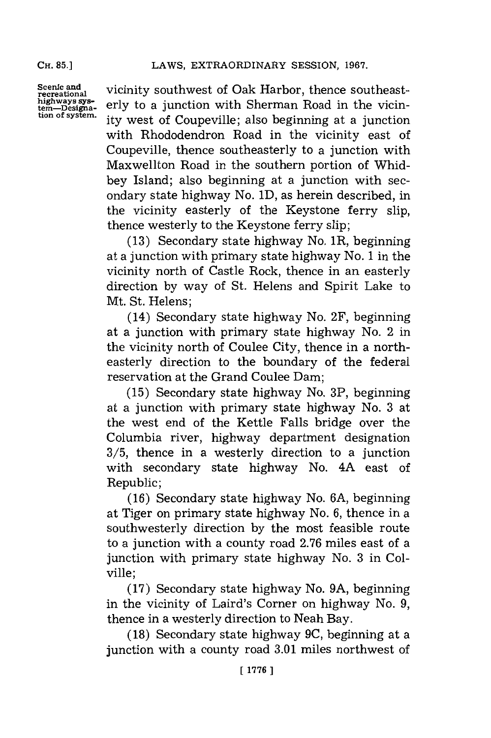vicinity southwest of Oak Harbor, thence southeasterly to a junction with Sherman Road in the vicinity west of Coupeville; also beginning at a junction with Rhododendron Road in the vicinity east of Coupeville, thence southeasterly to a junction with Maxwellton Road in the southern portion of Whidbey Island; also beginning at a junction with secondary state highway No. 1D, as herein described, in the vicinity easterly of the Keystone ferry slip, thence westerly to the Keystone ferry slip;

(13) Secondary state highway No. 1R, beginning at a junction with primary state highway No. 1 in the vicinity north of Castle Rock, thence in an easterly direction by way of St. Helens and Spirit Lake to Mt. St. Helens;

(14) Secondary state highway No. 2F, beginning at a junction with primary state highway No. 2 in the vicinity north of Coulee City, thence in a northeasterly direction to the boundary of the federal reservation at the Grand Coulee Dam;

(15) Secondary state highway No. 3P, beginning at a junction with primary state highway No. 3 at the west end of the Kettle Falls bridge over the Columbia river, highway department designation 3/5, thence in a westerly direction to a junction with secondary state highway No. 4A east of Republic;

(16) Secondary state highway No. 6A, beginning at Tiger on primary state highway No. 6, thence in a southwesterly direction by the most feasible route to a junction with a county road 2.76 miles east of a junction with primary state highway No. 3 in Colville;

(17) Secondary state highway No. 9A, beginning in the vicinity of Laird's Corner on highway No. 9, thence in a westerly direction to Neah Bay.

(18) Secondary state highway 9C, beginning at a junction with a county road 3.01 miles northwest of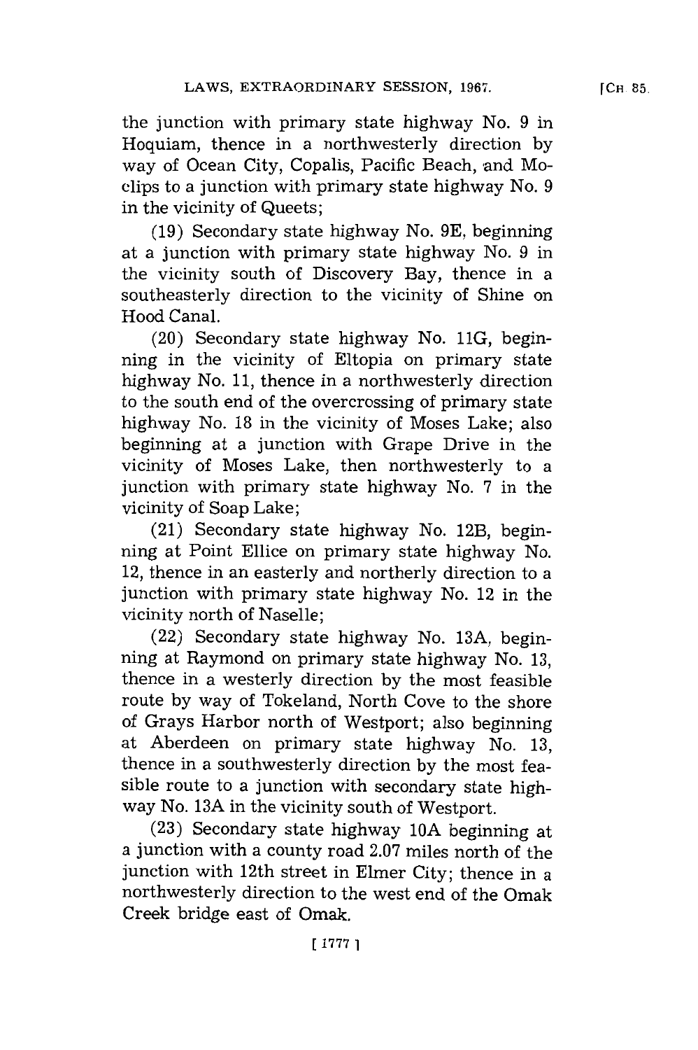the junction with primary state highway No. 9 in Hoquiam, thence in a northwesterly direction by way of Ocean City, Copalis, Pacific Beach, and Moclips to a junction with primary state highway No. 9 in the vicinity of Queets;

(19) Secondary state highway No. 9E, beginning at a junction with primary state highway No. 9 in the vicinity south of Discovery Bay, thence in a southeasterly direction to the vicinity of Shine on Hood Canal.

(20) Secondary state highway No. 11G, beginning in the vicinity of Eltopia on primary state highway No. 11, thence in a northwesterly direction to the south end of the overcrossing of primary state highway No. 18 in the vicinity of Moses Lake; also beginning at a junction with Grape Drive in the vicinity of Moses Lake, then northwesterly to a junction with primary state highway No. 7 in the vicinity of Soap Lake;

(21) Secondary state highway No. 12B, beginning at Point Ellice on primary state highway No. 12, thence in an easterly and northerly direction to a junction with primary state highway No. 12 in the vicinity north of Naselle;

(22) Secondary state highway No. 13A, beginning at Raymond on primary state highway No. 13, thence in a westerly direction by the most feasible route by way of Tokeland, North Cove to the shore of Grays Harbor north of Westport; also beginning at Aberdeen on primary state highway No. 13, thence in a southwesterly direction by the most feasible route to a junction with secondary state highway No. 13A in the vicinity south of Westport.

(23) Secondary state highway 10A beginning at a junction with a county road 2.07 miles north of the junction with 12th street in Elmer City; thence in a northwesterly direction to the west end of the Omak Creek bridge east of Omak.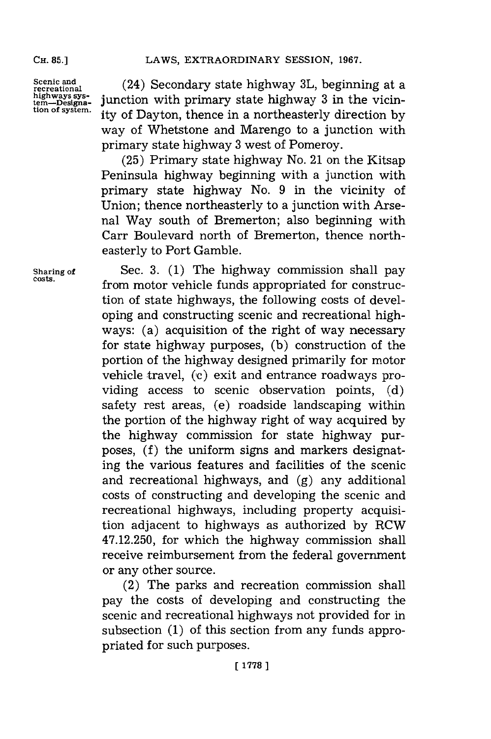Scenic and recreational highways system—Designation of system.

(24) Secondary state highway 3L, beginning at a junction with primary state highway 3 in the vicinity of Dayton, thence in a northeasterly direction by way of Whetstone and Marengo to a junction with primary state highway 3 west of Pomeroy.

(25) Primary state highway No. 21 on the Kitsap Peninsula highway beginning with a junction with primary state highway No. 9 in the vicinity of Union; thence northeasterly to a junction with Arsenal Way south of Bremerton; also beginning with Carr Boulevard north of Bremerton, thence northeasterly to Port Gamble.

Sharing of costs.

Sec. 3. (1) The highway commission shall pay from motor vehicle funds appropriated for construction of state highways, the following costs of developing and constructing scenic and recreational highways: (a) acquisition of the right of way necessary for state highway purposes, (b) construction of the portion of the highway designed primarily for motor vehicle travel, (c) exit and entrance roadways providing access to scenic observation points, (d) safety rest areas, (e) roadside landscaping within the portion of the highway right of way acquired by the highway commission for state highway purposes, (f) the uniform signs and markers designating the various features and facilities of the scenic and recreational highways, and (g) any additional costs of constructing and developing the scenic and recreational highways, including property acquisition adjacent to highways as authorized by RCW 47.12.250, for which the highway commission shall receive reimbursement from the federal government or any other source.

(2) The parks and recreation commission shall pay the costs of developing and constructing the scenic and recreational highways not provided for in subsection (1) of this section from any funds appropriated for such purposes.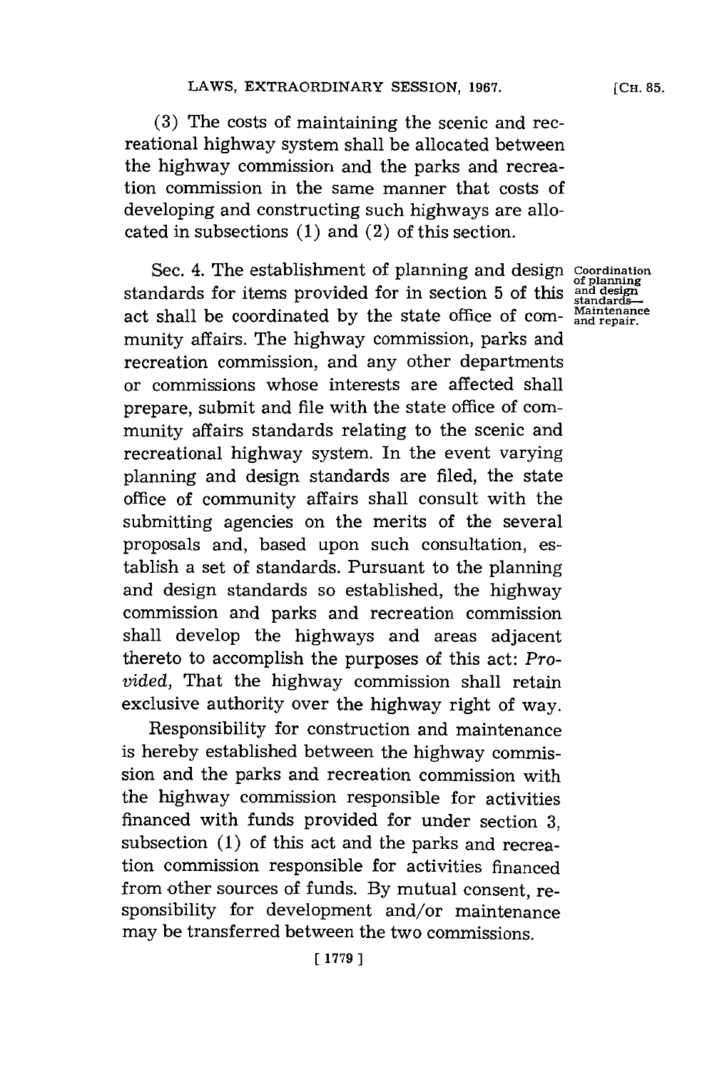(3) The costs of maintaining the scenic and recreational highway system shall be allocated between the highway commission and the parks and recreation commission in the same manner that costs of developing and constructing such highways are allocated in subsections (1) and (2) of this section.

Coordination of planning and design standards—Maintenance and repair.

Sec. 4. The establishment of planning and design standards for items provided for in section 5 of this act shall be coordinated by the state office of community affairs. The highway commission, parks and recreation commission, and any other departments or commissions whose interests are affected shall prepare, submit and file with the state office of community affairs standards relating to the scenic and recreational highway system. In the event varying planning and design standards are filed, the state office of community affairs shall consult with the submitting agencies on the merits of the several proposals and, based upon such consultation, establish a set of standards. Pursuant to the planning and design standards so established, the highway commission and parks and recreation commission shall develop the highways and areas adjacent thereto to accomplish the purposes of this act: *Provided,* That the highway commission shall retain exclusive authority over the highway right of way.

Responsibility for construction and maintenance is hereby established between the highway commission and the parks and recreation commission with the highway commission responsible for activities financed with funds provided for under section 3, subsection (1) of this act and the parks and recreation commission responsible for activities financed from other sources of funds. By mutual consent, responsibility for development and/or maintenance may be transferred between the two commissions.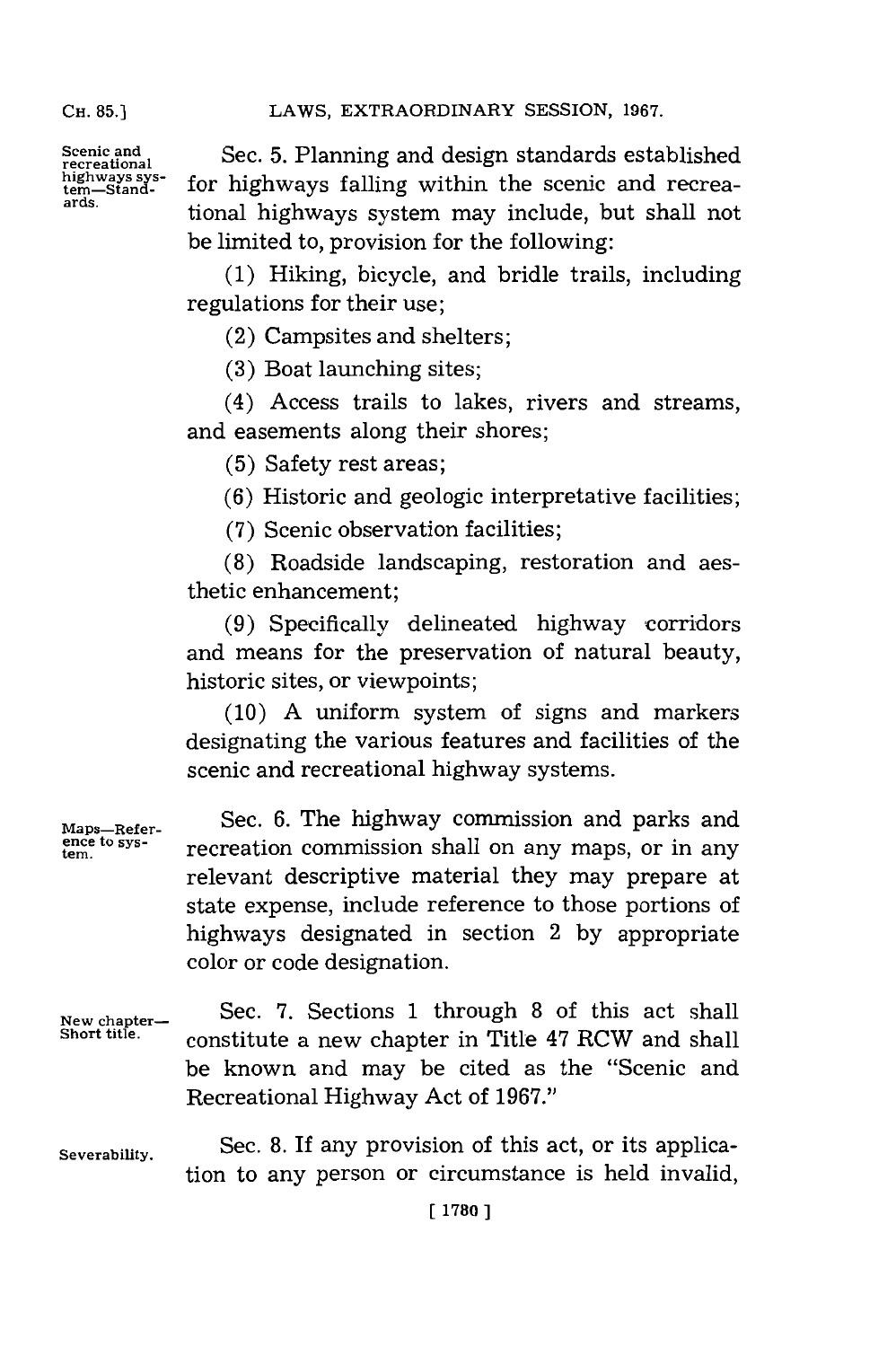Scenic and recreational highways system—Standards.

Sec. 5. Planning and design standards established for highways falling within the scenic and recreational highways system may include, but shall not be limited to, provision for the following:

(1) Hiking, bicycle, and bridle trails, including regulations for their use;

(2) Campsites and shelters;

(3) Boat launching sites;

(4) Access trails to lakes, rivers and streams, and easements along their shores;

(5) Safety rest areas;

(6) Historic and geologic interpretative facilities;

(7) Scenic observation facilities;

(8) Roadside landscaping, restoration and aesthetic enhancement;

(9) Specifically delineated highway corridors and means for the preservation of natural beauty, historic sites, or viewpoints;

(10) A uniform system of signs and markers designating the various features and facilities of the scenic and recreational highway systems.

Maps—Reference to system.

Sec. 6. The highway commission and parks and recreation commission shall on any maps, or in any relevant descriptive material they may prepare at state expense, include reference to those portions of highways designated in section 2 by appropriate color or code designation.

New chapter—Short title.

Sec. 7. Sections 1 through 8 of this act shall constitute a new chapter in Title 47 RCW and shall be known and may be cited as the "Scenic and Recreational Highway Act of 1967."

Severability.

Sec. 8. If any provision of this act, or its application to any person or circumstance is held invalid,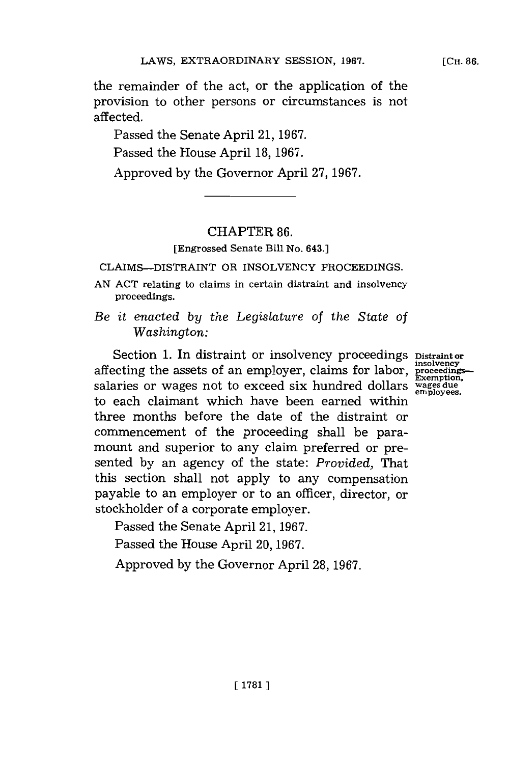the remainder of the act, or the application of the provision to other persons or circumstances is not affected.

Passed the Senate April 21, 1967.

Passed the House April 18, 1967.

Approved by the Governor April 27, 1967.

---

## CHAPTER 86.

[Engrossed Senate Bill No. 643.]

CLAIMS—DISTRAINT OR INSOLVENCY PROCEEDINGS.

AN ACT relating to claims in certain distraint and insolvency proceedings.

*Be it enacted by the Legislature of the State of Washington:*

**Distraint or insolvency proceedings—Exemption, wages due employees.**

Section 1. In distraint or insolvency proceedings affecting the assets of an employer, claims for labor, salaries or wages not to exceed six hundred dollars to each claimant which have been earned within three months before the date of the distraint or commencement of the proceeding shall be paramount and superior to any claim preferred or presented by an agency of the state: *Provided,* That this section shall not apply to any compensation payable to an employer or to an officer, director, or stockholder of a corporate employer.

Passed the Senate April 21, 1967.

Passed the House April 20, 1967.

Approved by the Governor April 28, 1967.